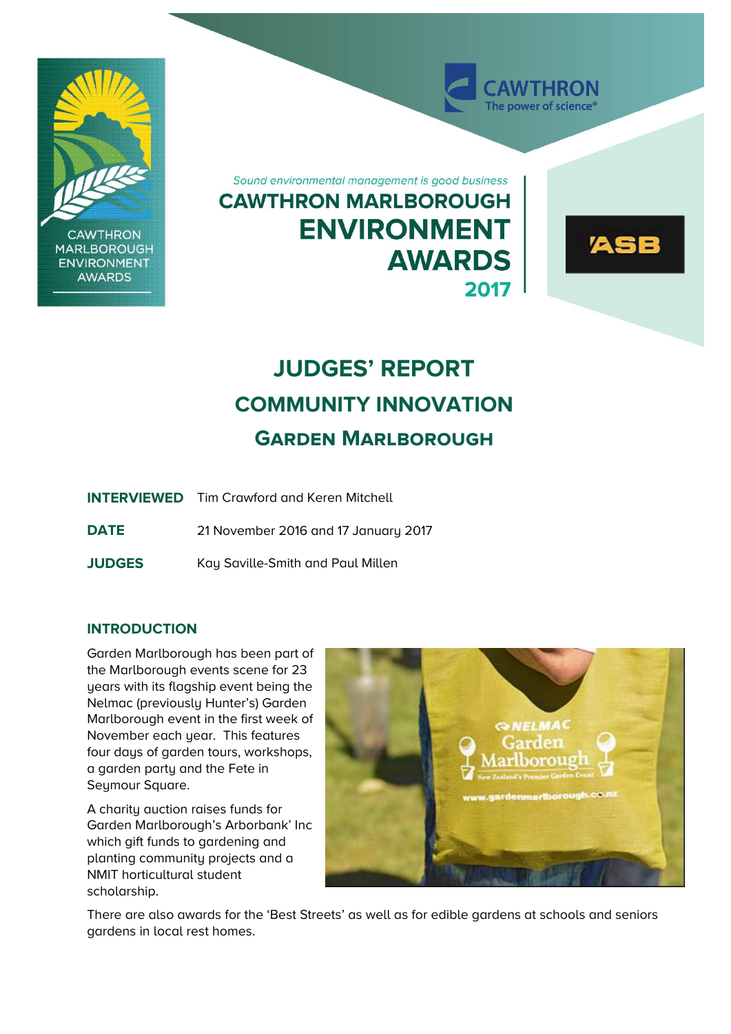*Sound environmental management is good business*

# CAWTHRON MARLBOROUGH ENVIRONMENT AWARDS 2017

# JUDGES' REPORT

## COMMUNITY INNOVATION

## GARDEN MARLBOROUGH

**INTERVIEWED** Tim Crawford and Keren Mitchell

**DATE** 21 November 2016 and 17 January 2017

**JUDGES** Kay Saville-Smith and Paul Millen

### INTRODUCTION

Garden Marlborough has been part of the Marlborough events scene for 23 years with its flagship event being the Nelmac (previously Hunter's) Garden Marlborough event in the first week of November each year. This features four days of garden tours, workshops, a garden party and the Fete in Seymour Square.

A charity auction raises funds for Garden Marlborough's Arborbank' Inc which gift funds to gardening and planting community projects and a NMIT horticultural student scholarship.

There are also awards for the 'Best Streets' as well as for edible gardens at schools and seniors gardens in local rest homes.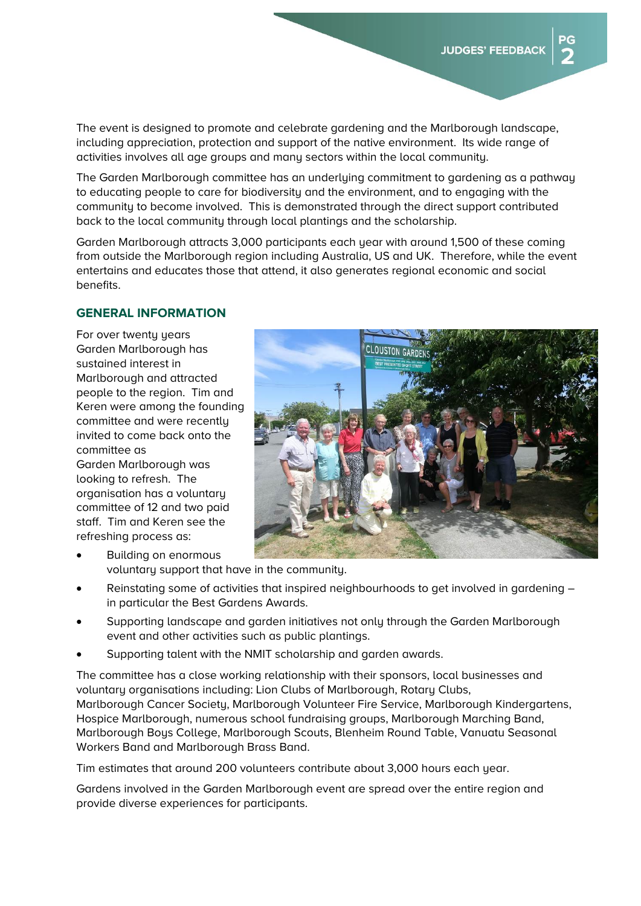The event is designed to promote and celebrate gardening and the Marlborough landscape, including appreciation, protection and support of the native environment. Its wide range of activities involves all age groups and many sectors within the local community.

The Garden Marlborough committee has an underlying commitment to gardening as a pathway to educating people to care for biodiversity and the environment, and to engaging with the community to become involved. This is demonstrated through the direct support contributed back to the local community through local plantings and the scholarship.

Garden Marlborough attracts 3,000 participants each year with around 1,500 of these coming from outside the Marlborough region including Australia, US and UK. Therefore, while the event entertains and educates those that attend, it also generates regional economic and social benefits.

## GENERAL INFORMATION

For over twenty years Garden Marlborough has sustained interest in Marlborough and attracted people to the region. Tim and Keren were among the founding committee and were recently invited to come back onto the committee as Garden Marlborough was looking to refresh. The organisation has a voluntary committee of 12 and two paid staff. Tim and Keren see the refreshing process as:

- Building on enormous voluntary support that have in the community.
- Reinstating some of activities that inspired neighbourhoods to get involved in gardening – in particular the Best Gardens Awards.
- Supporting landscape and garden initiatives not only through the Garden Marlborough event and other activities such as public plantings.
- Supporting talent with the NMIT scholarship and garden awards.

The committee has a close working relationship with their sponsors, local businesses and voluntary organisations including: Lion Clubs of Marlborough, Rotary Clubs, Marlborough Cancer Society, Marlborough Volunteer Fire Service, Marlborough Kindergartens, Hospice Marlborough, numerous school fundraising groups, Marlborough Marching Band, Marlborough Boys College, Marlborough Scouts, Blenheim Round Table, Vanuatu Seasonal Workers Band and Marlborough Brass Band.

Tim estimates that around 200 volunteers contribute about 3,000 hours each year.

Gardens involved in the Garden Marlborough event are spread over the entire region and provide diverse experiences for participants.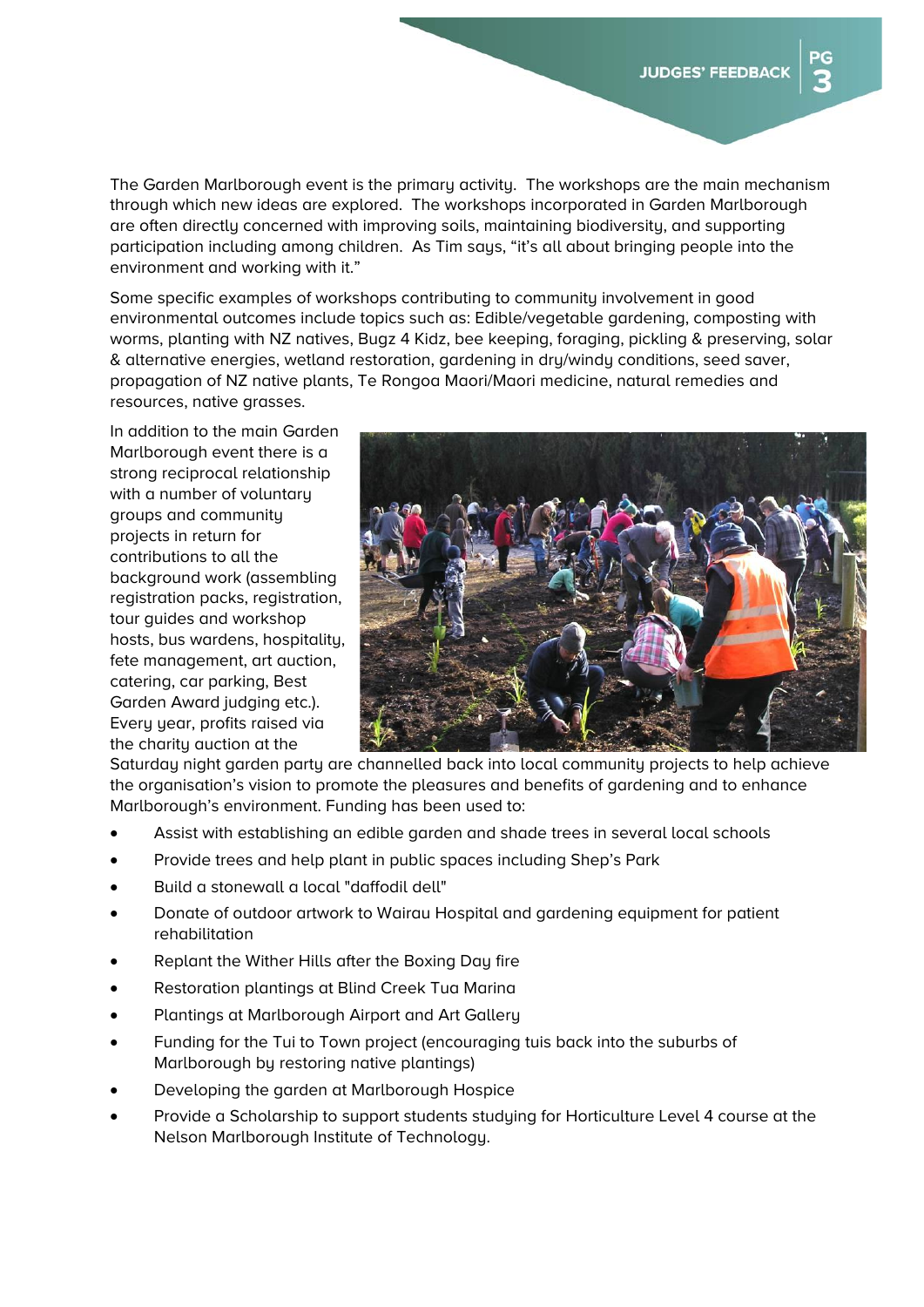The Garden Marlborough event is the primary activity. The workshops are the main mechanism through which new ideas are explored. The workshops incorporated in Garden Marlborough are often directly concerned with improving soils, maintaining biodiversity, and supporting participation including among children. As Tim says, "it's all about bringing people into the environment and working with it."

Some specific examples of workshops contributing to community involvement in good environmental outcomes include topics such as: Edible/vegetable gardening, composting with worms, planting with NZ natives, Bugz 4 Kidz, bee keeping, foraging, pickling & preserving, solar & alternative energies, wetland restoration, gardening in dry/windy conditions, seed saver, propagation of NZ native plants, Te Rongoa Maori/Maori medicine, natural remedies and resources, native grasses.

In addition to the main Garden Marlborough event there is a strong reciprocal relationship with a number of voluntary groups and community projects in return for contributions to all the background work (assembling registration packs, registration, tour guides and workshop hosts, bus wardens, hospitality, fete management, art auction, catering, car parking, Best Garden Award judging etc.). Every year, profits raised via the charity auction at the Saturday night garden party are channelled back into local community projects to help achieve the organisation's vision to promote the pleasures and benefits of gardening and to enhance Marlborough's environment. Funding has been used to:

- Assist with establishing an edible garden and shade trees in several local schools
- Provide trees and help plant in public spaces including Shep's Park
- Build a stonewall a local "daffodil dell"
- Donate of outdoor artwork to Wairau Hospital and gardening equipment for patient rehabilitation
- Replant the Wither Hills after the Boxing Day fire
- Restoration plantings at Blind Creek Tua Marina
- Plantings at Marlborough Airport and Art Gallery
- Funding for the Tui to Town project (encouraging tuis back into the suburbs of Marlborough by restoring native plantings)
- Developing the garden at Marlborough Hospice
- Provide a Scholarship to support students studying for Horticulture Level 4 course at the Nelson Marlborough Institute of Technology.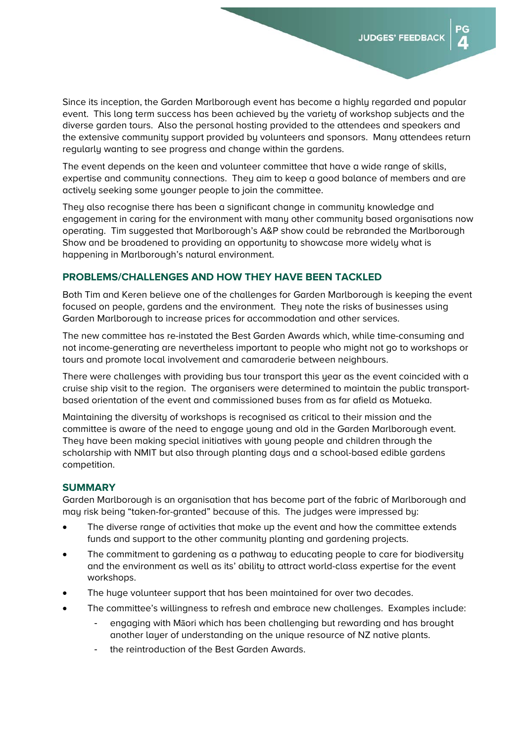Since its inception, the Garden Marlborough event has become a highly regarded and popular event. This long term success has been achieved by the variety of workshop subjects and the diverse garden tours. Also the personal hosting provided to the attendees and speakers and the extensive community support provided by volunteers and sponsors. Many attendees return regularly wanting to see progress and change within the gardens.

The event depends on the keen and volunteer committee that have a wide range of skills, expertise and community connections. They aim to keep a good balance of members and are actively seeking some younger people to join the committee.

They also recognise there has been a significant change in community knowledge and engagement in caring for the environment with many other community based organisations now operating. Tim suggested that Marlborough's A&P show could be rebranded the Marlborough Show and be broadened to providing an opportunity to showcase more widely what is happening in Marlborough's natural environment.

## PROBLEMS/CHALLENGES AND HOW THEY HAVE BEEN TACKLED

Both Tim and Keren believe one of the challenges for Garden Marlborough is keeping the event focused on people, gardens and the environment. They note the risks of businesses using Garden Marlborough to increase prices for accommodation and other services.

The new committee has re-instated the Best Garden Awards which, while time-consuming and not income-generating are nevertheless important to people who might not go to workshops or tours and promote local involvement and camaraderie between neighbours.

There were challenges with providing bus tour transport this year as the event coincided with a cruise ship visit to the region. The organisers were determined to maintain the public transport-based orientation of the event and commissioned buses from as far afield as Motueka.

Maintaining the diversity of workshops is recognised as critical to their mission and the committee is aware of the need to engage young and old in the Garden Marlborough event. They have been making special initiatives with young people and children through the scholarship with NMIT but also through planting days and a school-based edible gardens competition.

## SUMMARY

Garden Marlborough is an organisation that has become part of the fabric of Marlborough and may risk being "taken-for-granted" because of this. The judges were impressed by:

- The diverse range of activities that make up the event and how the committee extends funds and support to the other community planting and gardening projects.
- The commitment to gardening as a pathway to educating people to care for biodiversity and the environment as well as its' ability to attract world-class expertise for the event workshops.
- The huge volunteer support that has been maintained for over two decades.
- The committee's willingness to refresh and embrace new challenges. Examples include:
  - engaging with Māori which has been challenging but rewarding and has brought another layer of understanding on the unique resource of NZ native plants.
  - the reintroduction of the Best Garden Awards.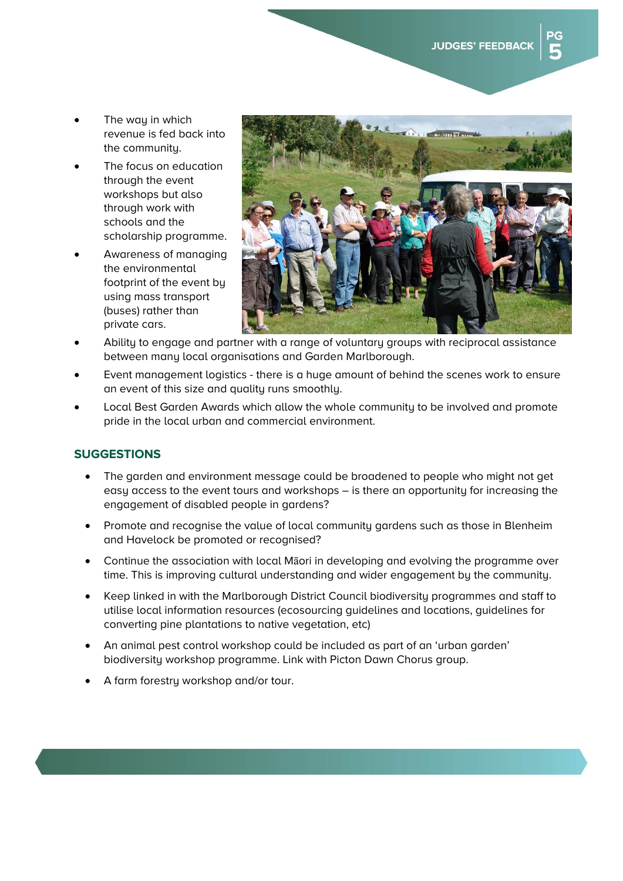- The way in which revenue is fed back into the community.
- The focus on education through the event workshops but also through work with schools and the scholarship programme.
- Awareness of managing the environmental footprint of the event by using mass transport (buses) rather than private cars.
- Ability to engage and partner with a range of voluntary groups with reciprocal assistance between many local organisations and Garden Marlborough.
- Event management logistics - there is a huge amount of behind the scenes work to ensure an event of this size and quality runs smoothly.
- Local Best Garden Awards which allow the whole community to be involved and promote pride in the local urban and commercial environment.

## SUGGESTIONS

- The garden and environment message could be broadened to people who might not get easy access to the event tours and workshops – is there an opportunity for increasing the engagement of disabled people in gardens?
- Promote and recognise the value of local community gardens such as those in Blenheim and Havelock be promoted or recognised?
- Continue the association with local Māori in developing and evolving the programme over time. This is improving cultural understanding and wider engagement by the community.
- Keep linked in with the Marlborough District Council biodiversity programmes and staff to utilise local information resources (ecosourcing guidelines and locations, guidelines for converting pine plantations to native vegetation, etc)
- An animal pest control workshop could be included as part of an 'urban garden' biodiversity workshop programme. Link with Picton Dawn Chorus group.
- A farm forestry workshop and/or tour.